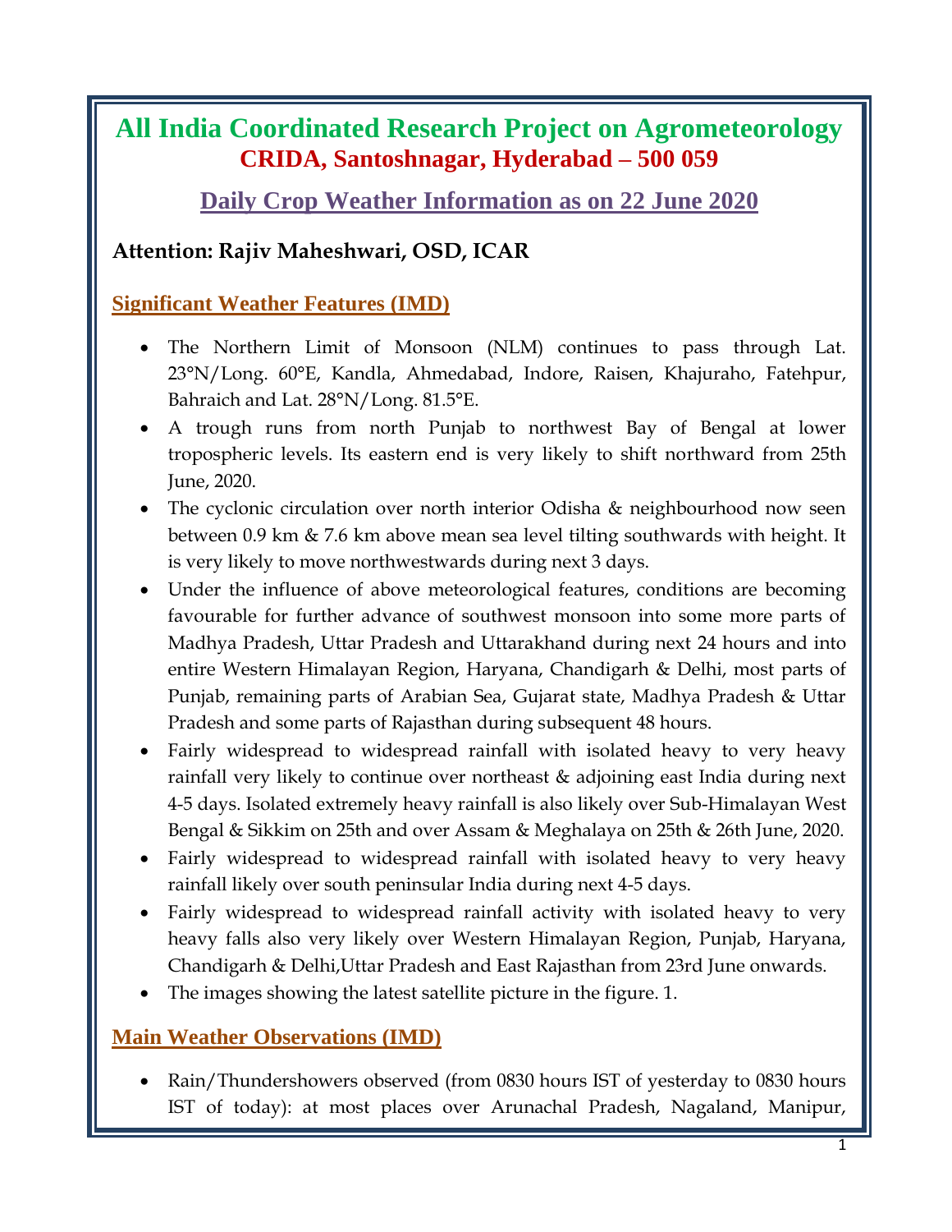# All India Coordinated Research Project on Agrometeorology

## CRIDA, Santoshnagar, Hyderabad – 500 059

## Daily Crop Weather Information as on 22 June 2020

**Attention: Rajiv Maheshwari, OSD, ICAR**

### Significant Weather Features (IMD)

- The Northern Limit of Monsoon (NLM) continues to pass through Lat. 23°N/Long. 60°E, Kandla, Ahmedabad, Indore, Raisen, Khajuraho, Fatehpur, Bahraich and Lat. 28°N/Long. 81.5°E.
- A trough runs from north Punjab to northwest Bay of Bengal at lower tropospheric levels. Its eastern end is very likely to shift northward from 25th June, 2020.
- The cyclonic circulation over north interior Odisha & neighbourhood now seen between 0.9 km & 7.6 km above mean sea level tilting southwards with height. It is very likely to move northwestwards during next 3 days.
- Under the influence of above meteorological features, conditions are becoming favourable for further advance of southwest monsoon into some more parts of Madhya Pradesh, Uttar Pradesh and Uttarakhand during next 24 hours and into entire Western Himalayan Region, Haryana, Chandigarh & Delhi, most parts of Punjab, remaining parts of Arabian Sea, Gujarat state, Madhya Pradesh & Uttar Pradesh and some parts of Rajasthan during subsequent 48 hours.
- Fairly widespread to widespread rainfall with isolated heavy to very heavy rainfall very likely to continue over northeast & adjoining east India during next 4-5 days. Isolated extremely heavy rainfall is also likely over Sub-Himalayan West Bengal & Sikkim on 25th and over Assam & Meghalaya on 25th & 26th June, 2020.
- Fairly widespread to widespread rainfall with isolated heavy to very heavy rainfall likely over south peninsular India during next 4-5 days.
- Fairly widespread to widespread rainfall activity with isolated heavy to very heavy falls also very likely over Western Himalayan Region, Punjab, Haryana, Chandigarh & Delhi,Uttar Pradesh and East Rajasthan from 23rd June onwards.
- The images showing the latest satellite picture in the figure. 1.

### Main Weather Observations (IMD)

- Rain/Thundershowers observed (from 0830 hours IST of yesterday to 0830 hours IST of today): at most places over Arunachal Pradesh, Nagaland, Manipur,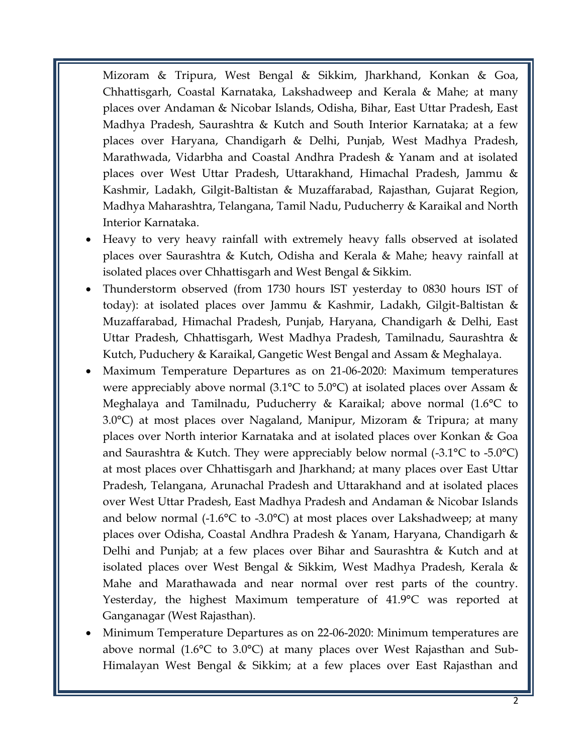Mizoram & Tripura, West Bengal & Sikkim, Jharkhand, Konkan & Goa, Chhattisgarh, Coastal Karnataka, Lakshadweep and Kerala & Mahe; at many places over Andaman & Nicobar Islands, Odisha, Bihar, East Uttar Pradesh, East Madhya Pradesh, Saurashtra & Kutch and South Interior Karnataka; at a few places over Haryana, Chandigarh & Delhi, Punjab, West Madhya Pradesh, Marathwada, Vidarbha and Coastal Andhra Pradesh & Yanam and at isolated places over West Uttar Pradesh, Uttarakhand, Himachal Pradesh, Jammu & Kashmir, Ladakh, Gilgit-Baltistan & Muzaffarabad, Rajasthan, Gujarat Region, Madhya Maharashtra, Telangana, Tamil Nadu, Puducherry & Karaikal and North Interior Karnataka.

- Heavy to very heavy rainfall with extremely heavy falls observed at isolated places over Saurashtra & Kutch, Odisha and Kerala & Mahe; heavy rainfall at isolated places over Chhattisgarh and West Bengal & Sikkim.
- Thunderstorm observed (from 1730 hours IST yesterday to 0830 hours IST of today): at isolated places over Jammu & Kashmir, Ladakh, Gilgit-Baltistan & Muzaffarabad, Himachal Pradesh, Punjab, Haryana, Chandigarh & Delhi, East Uttar Pradesh, Chhattisgarh, West Madhya Pradesh, Tamilnadu, Saurashtra & Kutch, Puduchery & Karaikal, Gangetic West Bengal and Assam & Meghalaya.
- Maximum Temperature Departures as on 21-06-2020: Maximum temperatures were appreciably above normal (3.1°C to 5.0°C) at isolated places over Assam & Meghalaya and Tamilnadu, Puducherry & Karaikal; above normal (1.6°C to 3.0°C) at most places over Nagaland, Manipur, Mizoram & Tripura; at many places over North interior Karnataka and at isolated places over Konkan & Goa and Saurashtra & Kutch. They were appreciably below normal (-3.1°C to -5.0°C) at most places over Chhattisgarh and Jharkhand; at many places over East Uttar Pradesh, Telangana, Arunachal Pradesh and Uttarakhand and at isolated places over West Uttar Pradesh, East Madhya Pradesh and Andaman & Nicobar Islands and below normal (-1.6°C to -3.0°C) at most places over Lakshadweep; at many places over Odisha, Coastal Andhra Pradesh & Yanam, Haryana, Chandigarh & Delhi and Punjab; at a few places over Bihar and Saurashtra & Kutch and at isolated places over West Bengal & Sikkim, West Madhya Pradesh, Kerala & Mahe and Marathawada and near normal over rest parts of the country. Yesterday, the highest Maximum temperature of 41.9°C was reported at Ganganagar (West Rajasthan).
- Minimum Temperature Departures as on 22-06-2020: Minimum temperatures are above normal (1.6°C to 3.0°C) at many places over West Rajasthan and Sub-Himalayan West Bengal & Sikkim; at a few places over East Rajasthan and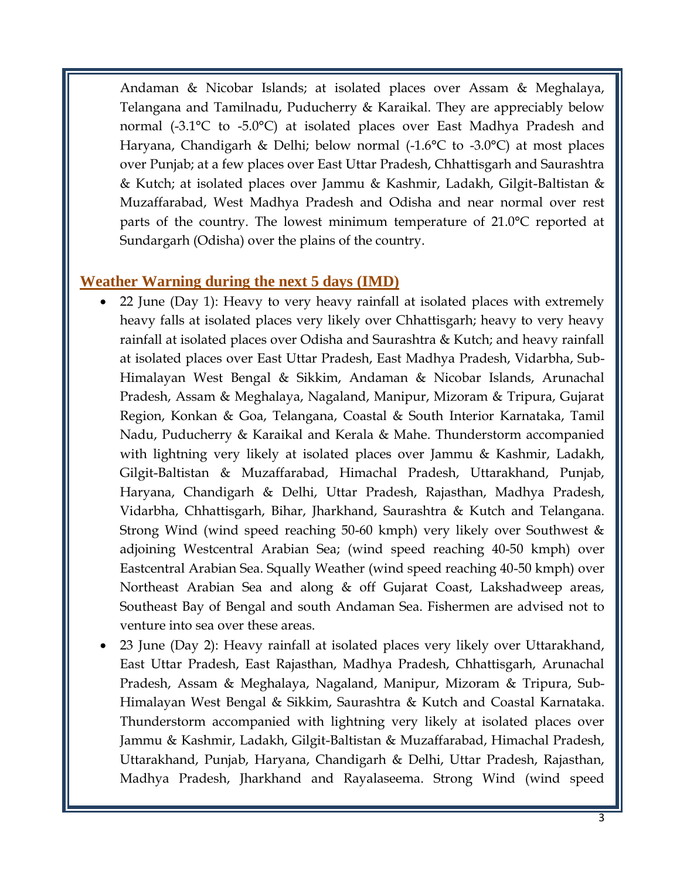Andaman & Nicobar Islands; at isolated places over Assam & Meghalaya, Telangana and Tamilnadu, Puducherry & Karaikal. They are appreciably below normal (-3.1°C to -5.0°C) at isolated places over East Madhya Pradesh and Haryana, Chandigarh & Delhi; below normal (-1.6°C to -3.0°C) at most places over Punjab; at a few places over East Uttar Pradesh, Chhattisgarh and Saurashtra & Kutch; at isolated places over Jammu & Kashmir, Ladakh, Gilgit-Baltistan & Muzaffarabad, West Madhya Pradesh and Odisha and near normal over rest parts of the country. The lowest minimum temperature of 21.0°C reported at Sundargarh (Odisha) over the plains of the country.

## Weather Warning during the next 5 days (IMD)

- 22 June (Day 1): Heavy to very heavy rainfall at isolated places with extremely heavy falls at isolated places very likely over Chhattisgarh; heavy to very heavy rainfall at isolated places over Odisha and Saurashtra & Kutch; and heavy rainfall at isolated places over East Uttar Pradesh, East Madhya Pradesh, Vidarbha, Sub-Himalayan West Bengal & Sikkim, Andaman & Nicobar Islands, Arunachal Pradesh, Assam & Meghalaya, Nagaland, Manipur, Mizoram & Tripura, Gujarat Region, Konkan & Goa, Telangana, Coastal & South Interior Karnataka, Tamil Nadu, Puducherry & Karaikal and Kerala & Mahe. Thunderstorm accompanied with lightning very likely at isolated places over Jammu & Kashmir, Ladakh, Gilgit-Baltistan & Muzaffarabad, Himachal Pradesh, Uttarakhand, Punjab, Haryana, Chandigarh & Delhi, Uttar Pradesh, Rajasthan, Madhya Pradesh, Vidarbha, Chhattisgarh, Bihar, Jharkhand, Saurashtra & Kutch and Telangana. Strong Wind (wind speed reaching 50-60 kmph) very likely over Southwest & adjoining Westcentral Arabian Sea; (wind speed reaching 40-50 kmph) over Eastcentral Arabian Sea. Squally Weather (wind speed reaching 40-50 kmph) over Northeast Arabian Sea and along & off Gujarat Coast, Lakshadweep areas, Southeast Bay of Bengal and south Andaman Sea. Fishermen are advised not to venture into sea over these areas.
- 23 June (Day 2): Heavy rainfall at isolated places very likely over Uttarakhand, East Uttar Pradesh, East Rajasthan, Madhya Pradesh, Chhattisgarh, Arunachal Pradesh, Assam & Meghalaya, Nagaland, Manipur, Mizoram & Tripura, Sub-Himalayan West Bengal & Sikkim, Saurashtra & Kutch and Coastal Karnataka. Thunderstorm accompanied with lightning very likely at isolated places over Jammu & Kashmir, Ladakh, Gilgit-Baltistan & Muzaffarabad, Himachal Pradesh, Uttarakhand, Punjab, Haryana, Chandigarh & Delhi, Uttar Pradesh, Rajasthan, Madhya Pradesh, Jharkhand and Rayalaseema. Strong Wind (wind speed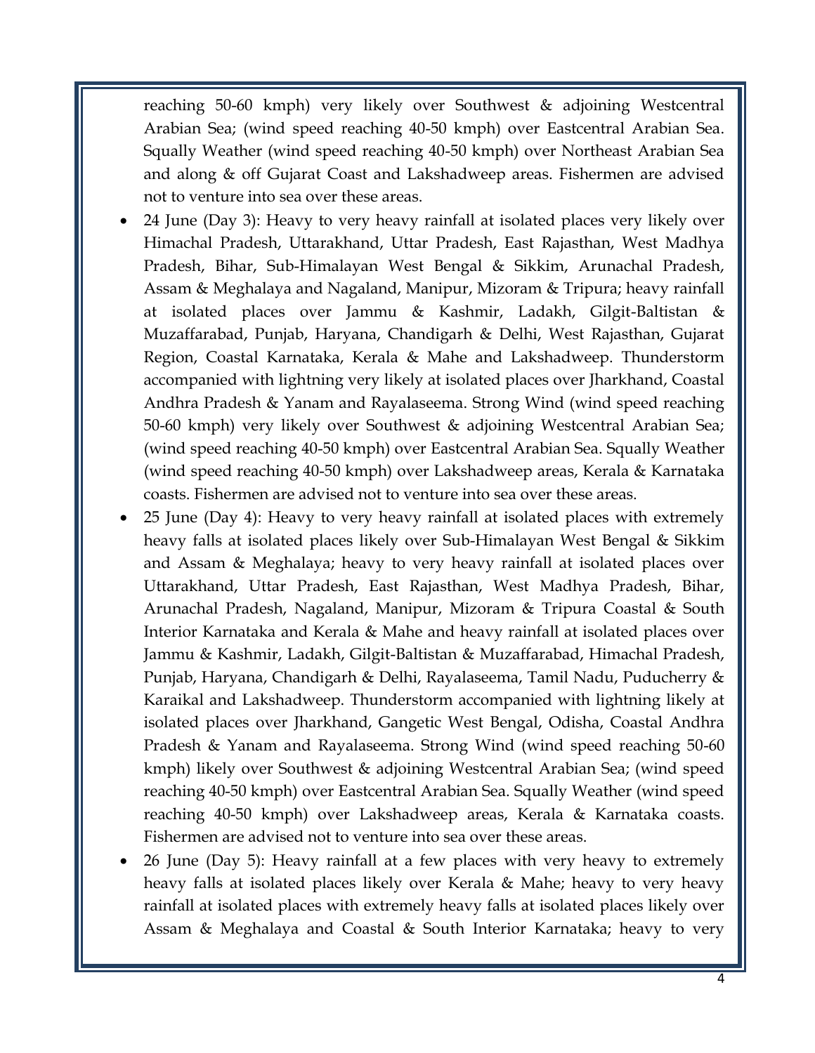reaching 50-60 kmph) very likely over Southwest & adjoining Westcentral Arabian Sea; (wind speed reaching 40-50 kmph) over Eastcentral Arabian Sea. Squally Weather (wind speed reaching 40-50 kmph) over Northeast Arabian Sea and along & off Gujarat Coast and Lakshadweep areas. Fishermen are advised not to venture into sea over these areas.

- 24 June (Day 3): Heavy to very heavy rainfall at isolated places very likely over Himachal Pradesh, Uttarakhand, Uttar Pradesh, East Rajasthan, West Madhya Pradesh, Bihar, Sub-Himalayan West Bengal & Sikkim, Arunachal Pradesh, Assam & Meghalaya and Nagaland, Manipur, Mizoram & Tripura; heavy rainfall at isolated places over Jammu & Kashmir, Ladakh, Gilgit-Baltistan & Muzaffarabad, Punjab, Haryana, Chandigarh & Delhi, West Rajasthan, Gujarat Region, Coastal Karnataka, Kerala & Mahe and Lakshadweep. Thunderstorm accompanied with lightning very likely at isolated places over Jharkhand, Coastal Andhra Pradesh & Yanam and Rayalaseema. Strong Wind (wind speed reaching 50-60 kmph) very likely over Southwest & adjoining Westcentral Arabian Sea; (wind speed reaching 40-50 kmph) over Eastcentral Arabian Sea. Squally Weather (wind speed reaching 40-50 kmph) over Lakshadweep areas, Kerala & Karnataka coasts. Fishermen are advised not to venture into sea over these areas.
- 25 June (Day 4): Heavy to very heavy rainfall at isolated places with extremely heavy falls at isolated places likely over Sub-Himalayan West Bengal & Sikkim and Assam & Meghalaya; heavy to very heavy rainfall at isolated places over Uttarakhand, Uttar Pradesh, East Rajasthan, West Madhya Pradesh, Bihar, Arunachal Pradesh, Nagaland, Manipur, Mizoram & Tripura Coastal & South Interior Karnataka and Kerala & Mahe and heavy rainfall at isolated places over Jammu & Kashmir, Ladakh, Gilgit-Baltistan & Muzaffarabad, Himachal Pradesh, Punjab, Haryana, Chandigarh & Delhi, Rayalaseema, Tamil Nadu, Puducherry & Karaikal and Lakshadweep. Thunderstorm accompanied with lightning likely at isolated places over Jharkhand, Gangetic West Bengal, Odisha, Coastal Andhra Pradesh & Yanam and Rayalaseema. Strong Wind (wind speed reaching 50-60 kmph) likely over Southwest & adjoining Westcentral Arabian Sea; (wind speed reaching 40-50 kmph) over Eastcentral Arabian Sea. Squally Weather (wind speed reaching 40-50 kmph) over Lakshadweep areas, Kerala & Karnataka coasts. Fishermen are advised not to venture into sea over these areas.
- 26 June (Day 5): Heavy rainfall at a few places with very heavy to extremely heavy falls at isolated places likely over Kerala & Mahe; heavy to very heavy rainfall at isolated places with extremely heavy falls at isolated places likely over Assam & Meghalaya and Coastal & South Interior Karnataka; heavy to very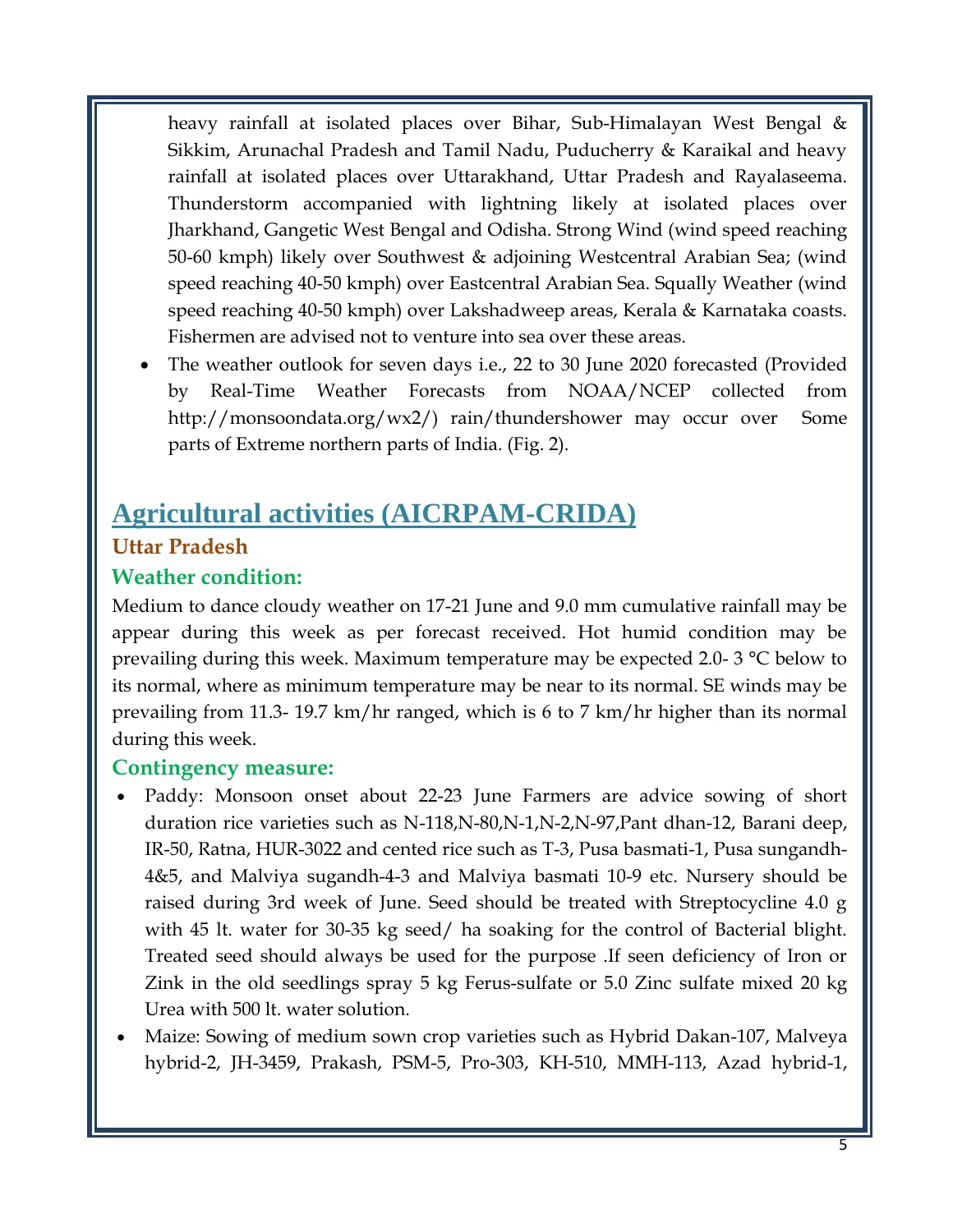heavy rainfall at isolated places over Bihar, Sub-Himalayan West Bengal & Sikkim, Arunachal Pradesh and Tamil Nadu, Puducherry & Karaikal and heavy rainfall at isolated places over Uttarakhand, Uttar Pradesh and Rayalaseema. Thunderstorm accompanied with lightning likely at isolated places over Jharkhand, Gangetic West Bengal and Odisha. Strong Wind (wind speed reaching 50-60 kmph) likely over Southwest & adjoining Westcentral Arabian Sea; (wind speed reaching 40-50 kmph) over Eastcentral Arabian Sea. Squally Weather (wind speed reaching 40-50 kmph) over Lakshadweep areas, Kerala & Karnataka coasts. Fishermen are advised not to venture into sea over these areas.

- The weather outlook for seven days i.e., 22 to 30 June 2020 forecasted (Provided by Real-Time Weather Forecasts from NOAA/NCEP collected from http://monsoondata.org/wx2/) rain/thundershower may occur over Some parts of Extreme northern parts of India. (Fig. 2).

## Agricultural activities (AICRPAM-CRIDA)

### Uttar Pradesh

#### Weather condition:

Medium to dance cloudy weather on 17-21 June and 9.0 mm cumulative rainfall may be appear during this week as per forecast received. Hot humid condition may be prevailing during this week. Maximum temperature may be expected 2.0- 3 °C below to its normal, where as minimum temperature may be near to its normal. SE winds may be prevailing from 11.3- 19.7 km/hr ranged, which is 6 to 7 km/hr higher than its normal during this week.

#### Contingency measure:

- Paddy: Monsoon onset about 22-23 June Farmers are advice sowing of short duration rice varieties such as N-118,N-80,N-1,N-2,N-97,Pant dhan-12, Barani deep, IR-50, Ratna, HUR-3022 and cented rice such as T-3, Pusa basmati-1, Pusa sungandh-4&5, and Malviya sugandh-4-3 and Malviya basmati 10-9 etc. Nursery should be raised during 3rd week of June. Seed should be treated with Streptocycline 4.0 g with 45 lt. water for 30-35 kg seed/ ha soaking for the control of Bacterial blight. Treated seed should always be used for the purpose .If seen deficiency of Iron or Zink in the old seedlings spray 5 kg Ferus-sulfate or 5.0 Zinc sulfate mixed 20 kg Urea with 500 lt. water solution.
- Maize: Sowing of medium sown crop varieties such as Hybrid Dakan-107, Malveya hybrid-2, JH-3459, Prakash, PSM-5, Pro-303, KH-510, MMH-113, Azad hybrid-1,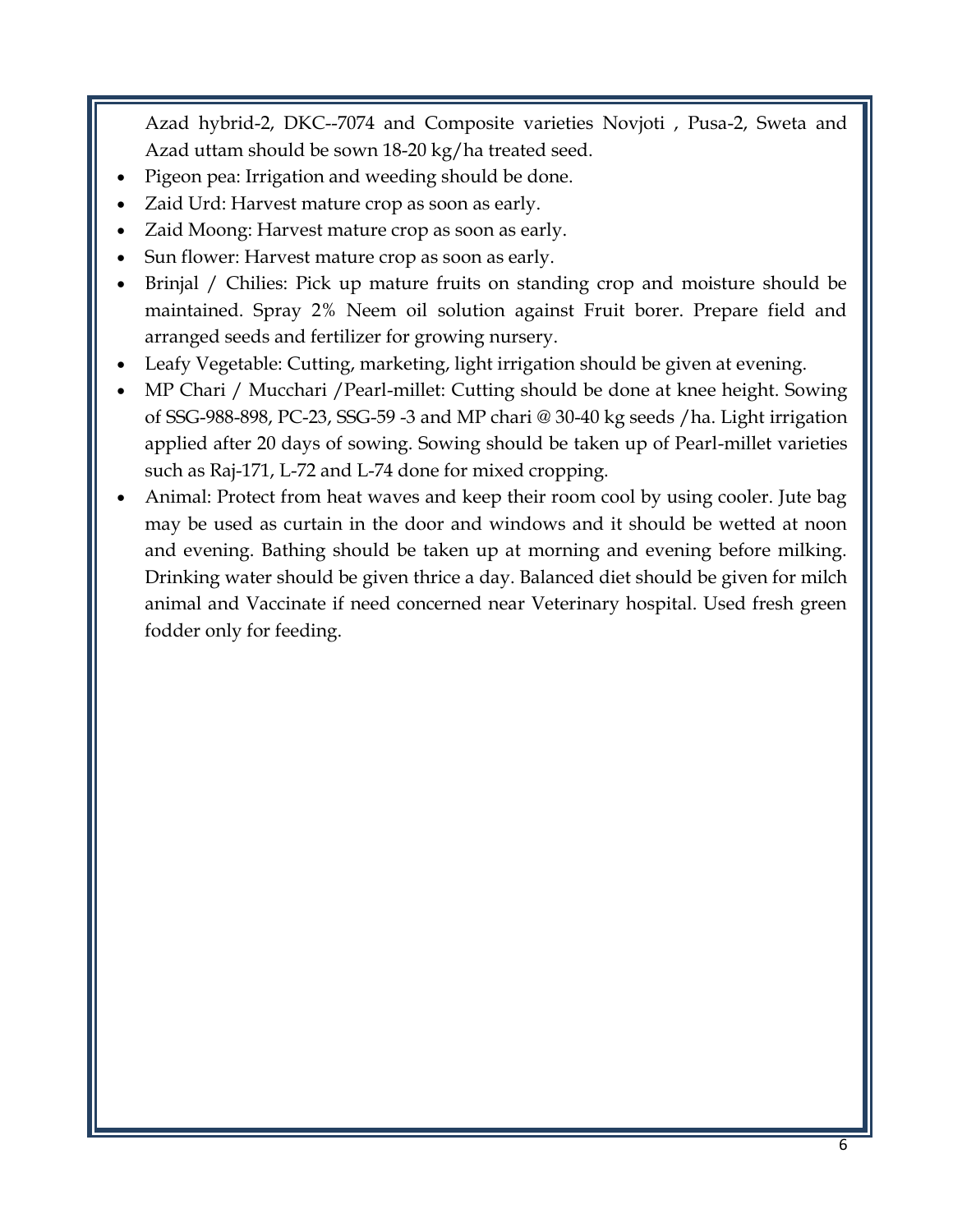Azad hybrid-2, DKC--7074 and Composite varieties Novjoti , Pusa-2, Sweta and Azad uttam should be sown 18-20 kg/ha treated seed.

- Pigeon pea: Irrigation and weeding should be done.
- Zaid Urd: Harvest mature crop as soon as early.
- Zaid Moong: Harvest mature crop as soon as early.
- Sun flower: Harvest mature crop as soon as early.
- Brinjal / Chilies: Pick up mature fruits on standing crop and moisture should be maintained. Spray 2% Neem oil solution against Fruit borer. Prepare field and arranged seeds and fertilizer for growing nursery.
- Leafy Vegetable: Cutting, marketing, light irrigation should be given at evening.
- MP Chari / Mucchari /Pearl-millet: Cutting should be done at knee height. Sowing of SSG-988-898, PC-23, SSG-59 -3 and MP chari @ 30-40 kg seeds /ha. Light irrigation applied after 20 days of sowing. Sowing should be taken up of Pearl-millet varieties such as Raj-171, L-72 and L-74 done for mixed cropping.
- Animal: Protect from heat waves and keep their room cool by using cooler. Jute bag may be used as curtain in the door and windows and it should be wetted at noon and evening. Bathing should be taken up at morning and evening before milking. Drinking water should be given thrice a day. Balanced diet should be given for milch animal and Vaccinate if need concerned near Veterinary hospital. Used fresh green fodder only for feeding.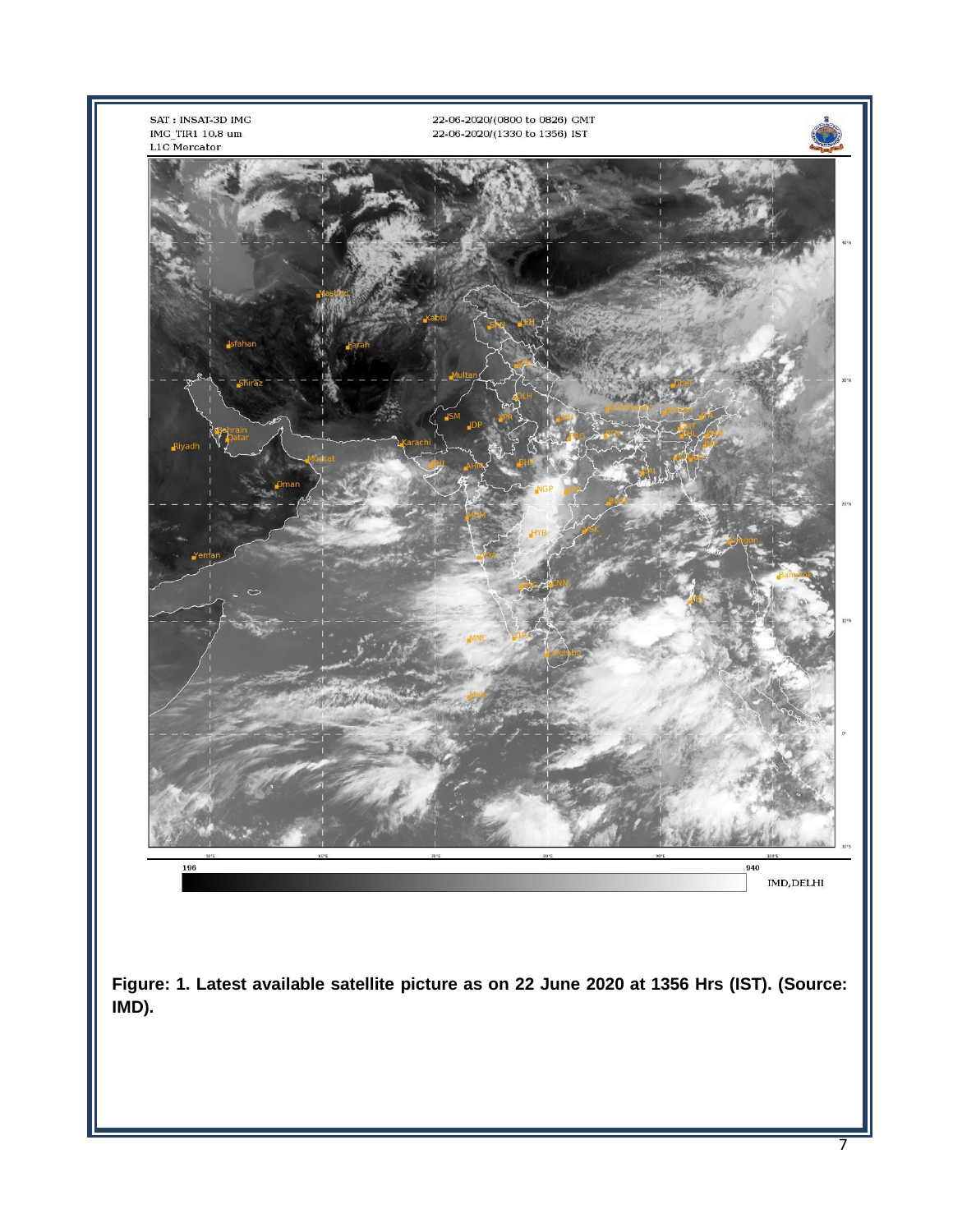**Figure: 1. Latest available satellite picture as on 22 June 2020 at 1356 Hrs (IST). (Source: IMD).**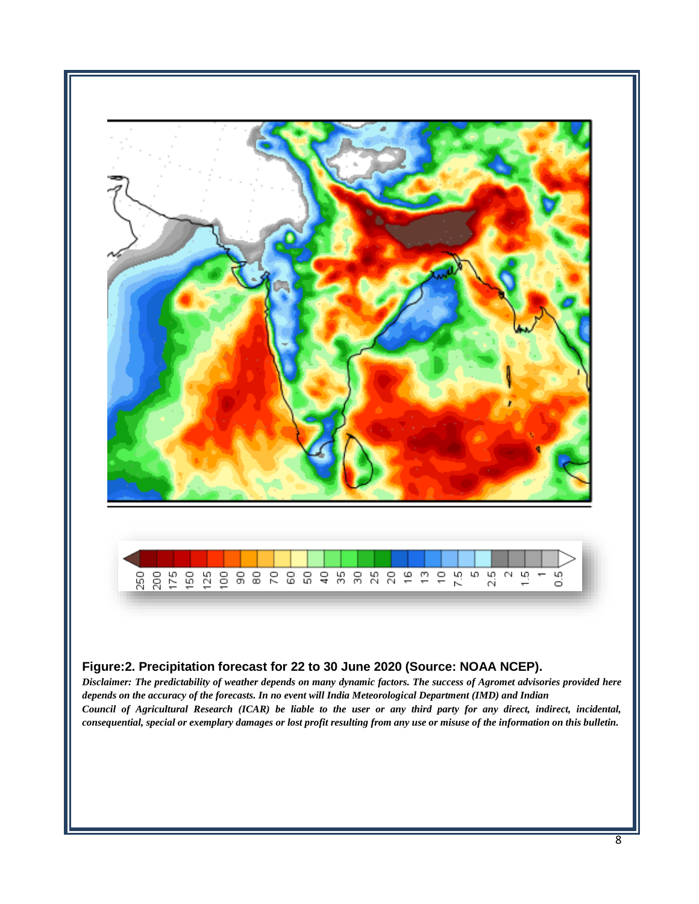250 200 175 150 125 100 90 80 70 60 50 40 35 30 25 20 16 13 10 7.5 5 2.5 2 1.5 1 0.5

**Figure:2. Precipitation forecast for 22 to 30 June 2020 (Source: NOAA NCEP).**

***Disclaimer: The predictability of weather depends on many dynamic factors. The success of Agromet advisories provided here depends on the accuracy of the forecasts. In no event will India Meteorological Department (IMD) and Indian Council of Agricultural Research (ICAR) be liable to the user or any third party for any direct, indirect, incidental, consequential, special or exemplary damages or lost profit resulting from any use or misuse of the information on this bulletin.***